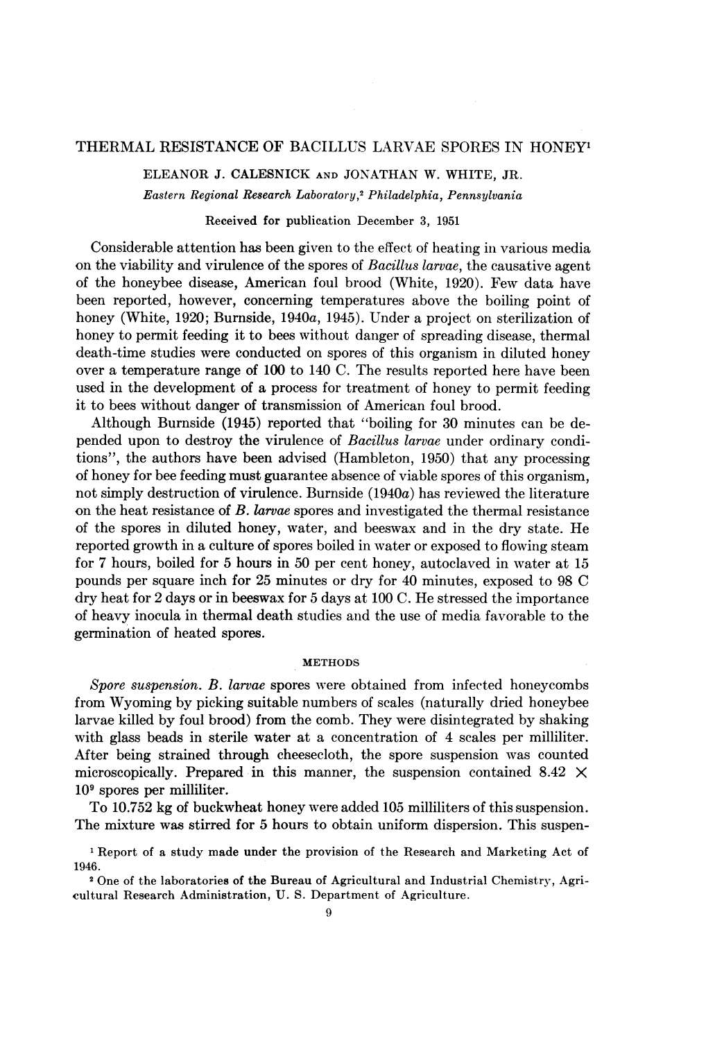# THERMAL RESISTANCE OF BACILLUS LARVAE SPORES IN HONEY[1]

ELEANOR J. CALESNICK AND JONATHAN W. WHITE, JR.

*Eastern Regional Research Laboratory,[2] Philadelphia, Pennsylvania*

Received for publication December 3, 1951

Considerable attention has been given to the effect of heating in various media on the viability and virulence of the spores of *Bacillus larvae*, the causative agent of the honeybee disease, American foul brood (White, 1920). Few data have been reported, however, concerning temperatures above the boiling point of honey (White, 1920; Burnside, 1940*a*, 1945). Under a project on sterilization of honey to permit feeding it to bees without danger of spreading disease, thermal death-time studies were conducted on spores of this organism in diluted honey over a temperature range of 100 to 140 C. The results reported here have been used in the development of a process for treatment of honey to permit feeding it to bees without danger of transmission of American foul brood.

Although Burnside (1945) reported that "boiling for 30 minutes can be depended upon to destroy the virulence of *Bacillus larvae* under ordinary conditions", the authors have been advised (Hambleton, 1950) that any processing of honey for bee feeding must guarantee absence of viable spores of this organism, not simply destruction of virulence. Burnside (1940*a*) has reviewed the literature on the heat resistance of *B. larvae* spores and investigated the thermal resistance of the spores in diluted honey, water, and beeswax and in the dry state. He reported growth in a culture of spores boiled in water or exposed to flowing steam for 7 hours, boiled for 5 hours in 50 per cent honey, autoclaved in water at 15 pounds per square inch for 25 minutes or dry for 40 minutes, exposed to 98 C dry heat for 2 days or in beeswax for 5 days at 100 C. He stressed the importance of heavy inocula in thermal death studies and the use of media favorable to the germination of heated spores.

## METHODS

*Spore suspension. B. larvae* spores were obtained from infected honeycombs from Wyoming by picking suitable numbers of scales (naturally dried honeybee larvae killed by foul brood) from the comb. They were disintegrated by shaking with glass beads in sterile water at a concentration of 4 scales per milliliter. After being strained through cheesecloth, the spore suspension was counted microscopically. Prepared in this manner, the suspension contained $8.42 \times 10^9$ spores per milliliter.

To 10.752 kg of buckwheat honey were added 105 milliliters of this suspension. The mixture was stirred for 5 hours to obtain uniform dispersion. This suspen-

[1] Report of a study made under the provision of the Research and Marketing Act of 1946.

[2] One of the laboratories of the Bureau of Agricultural and Industrial Chemistry, Agricultural Research Administration, U. S. Department of Agriculture.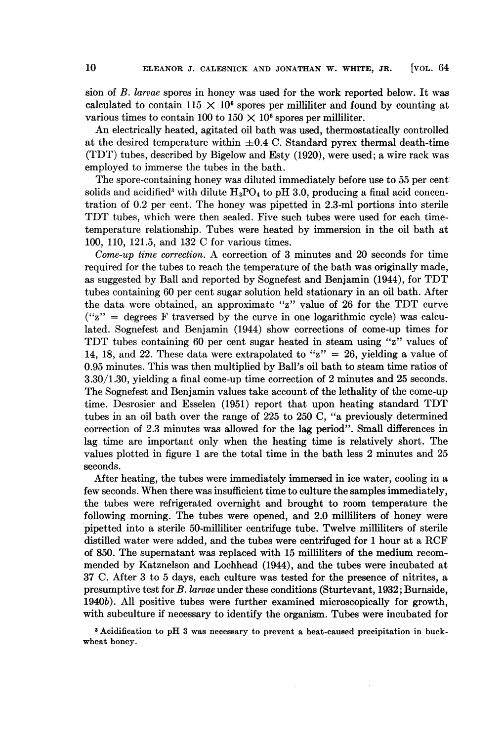sion of *B. larvae* spores in honey was used for the work reported below. It was calculated to contain $115 \times 10^6$ spores per milliliter and found by counting at various times to contain 100 to $150 \times 10^6$ spores per milliliter.

An electrically heated, agitated oil bath was used, thermostatically controlled at the desired temperature within ±0.4 C. Standard pyrex thermal death-time (TDT) tubes, described by Bigelow and Esty (1920), were used; a wire rack was employed to immerse the tubes in the bath.

The spore-containing honey was diluted immediately before use to 55 per cent solids and acidified[3] with dilute $H_3PO_4$ to pH 3.0, producing a final acid concentration of 0.2 per cent. The honey was pipetted in 2.3-ml portions into sterile TDT tubes, which were then sealed. Five such tubes were used for each time-temperature relationship. Tubes were heated by immersion in the oil bath at 100, 110, 121.5, and 132 C for various times.

*Come-up time correction.* A correction of 3 minutes and 20 seconds for time required for the tubes to reach the temperature of the bath was originally made, as suggested by Ball and reported by Sognefest and Benjamin (1944), for TDT tubes containing 60 per cent sugar solution held stationary in an oil bath. After the data were obtained, an approximate "z" value of 26 for the TDT curve ("z" = degrees F traversed by the curve in one logarithmic cycle) was calculated. Sognefest and Benjamin (1944) show corrections of come-up times for TDT tubes containing 60 per cent sugar heated in steam using "z" values of 14, 18, and 22. These data were extrapolated to "z" = 26, yielding a value of 0.95 minutes. This was then multiplied by Ball's oil bath to steam time ratios of 3.30/1.30, yielding a final come-up time correction of 2 minutes and 25 seconds. The Sognefest and Benjamin values take account of the lethality of the come-up time. Desrosier and Esselen (1951) report that upon heating standard TDT tubes in an oil bath over the range of 225 to 250 C, "a previously determined correction of 2.3 minutes was allowed for the lag period". Small differences in lag time are important only when the heating time is relatively short. The values plotted in figure 1 are the total time in the bath less 2 minutes and 25 seconds.

After heating, the tubes were immediately immersed in ice water, cooling in a few seconds. When there was insufficient time to culture the samples immediately, the tubes were refrigerated overnight and brought to room temperature the following morning. The tubes were opened, and 2.0 milliliters of honey were pipetted into a sterile 50-milliliter centrifuge tube. Twelve milliliters of sterile distilled water were added, and the tubes were centrifuged for 1 hour at a RCF of 850. The supernatant was replaced with 15 milliliters of the medium recommended by Katznelson and Lochhead (1944), and the tubes were incubated at 37 C. After 3 to 5 days, each culture was tested for the presence of nitrites, a presumptive test for *B. larvae* under these conditions (Sturtevant, 1932; Burnside, 1940b). All positive tubes were further examined microscopically for growth, with subculture if necessary to identify the organism. Tubes were incubated for

[3] Acidification to pH 3 was necessary to prevent a heat-caused precipitation in buckwheat honey.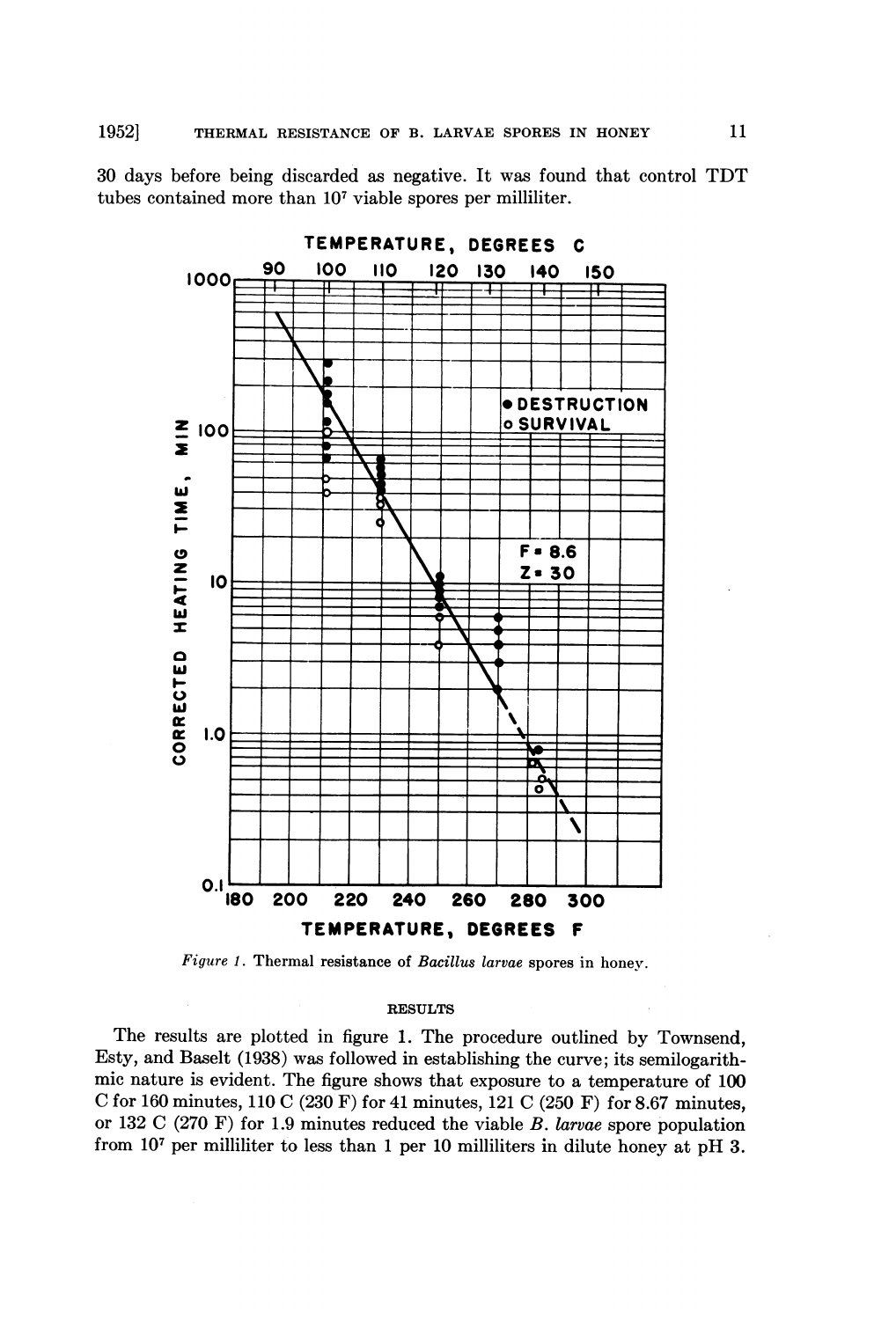30 days before being discarded as negative. It was found that control TDT tubes contained more than $10^7$ viable spores per milliliter.

TEMPERATURE, DEGREES C

90 100 110 120 130 140 150

1000

100

10

1.0

0.1

180 200 220 240 260 280 300

TEMPERATURE, DEGREES F

CORRECTED HEATING TIME, MIN

● DESTRUCTION

○ SURVIVAL

F = 8.6

Z = 30

*Figure 1.* Thermal resistance of *Bacillus larvae* spores in honey.

## RESULTS

The results are plotted in figure 1. The procedure outlined by Townsend, Esty, and Baselt (1938) was followed in establishing the curve; its semilogarithmic nature is evident. The figure shows that exposure to a temperature of 100 C for 160 minutes, 110 C (230 F) for 41 minutes, 121 C (250 F) for 8.67 minutes, or 132 C (270 F) for 1.9 minutes reduced the viable *B. larvae* spore population from $10^7$ per milliliter to less than 1 per 10 milliliters in dilute honey at pH 3.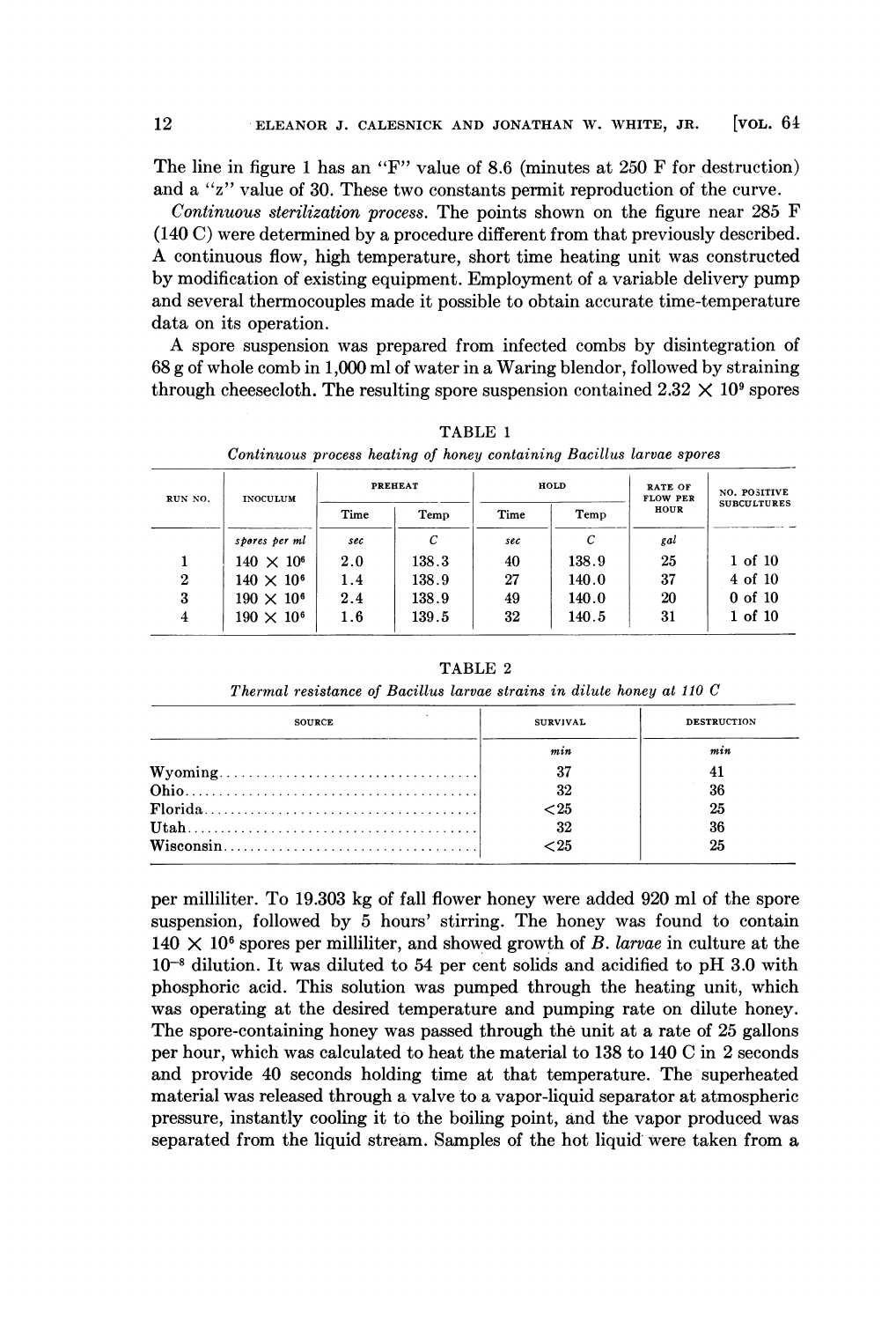The line in figure 1 has an "F" value of 8.6 (minutes at 250 F for destruction) and a "z" value of 30. These two constants permit reproduction of the curve.

*Continuous sterilization process.* The points shown on the figure near 285 F (140 C) were determined by a procedure different from that previously described. A continuous flow, high temperature, short time heating unit was constructed by modification of existing equipment. Employment of a variable delivery pump and several thermocouples made it possible to obtain accurate time-temperature data on its operation.

A spore suspension was prepared from infected combs by disintegration of 68 g of whole comb in 1,000 ml of water in a Waring blendor, followed by straining through cheesecloth. The resulting spore suspension contained $2.32 \times 10^9$ spores per milliliter. To 19.303 kg of fall flower honey were added 920 ml of the spore suspension, followed by 5 hours' stirring. The honey was found to contain $140 \times 10^6$ spores per milliliter, and showed growth of *B. larvae* in culture at the $10^{-8}$ dilution. It was diluted to 54 per cent solids and acidified to pH 3.0 with phosphoric acid. This solution was pumped through the heating unit, which was operating at the desired temperature and pumping rate on dilute honey. The spore-containing honey was passed through the unit at a rate of 25 gallons per hour, which was calculated to heat the material to 138 to 140 C in 2 seconds and provide 40 seconds holding time at that temperature. The superheated material was released through a valve to a vapor-liquid separator at atmospheric pressure, instantly cooling it to the boiling point, and the vapor produced was separated from the liquid stream. Samples of the hot liquid were taken from a

TABLE 1

*Continuous process heating of honey containing Bacillus larvae spores*

| RUN NO. | INOCULUM | PREHEAT | | HOLD | | RATE OF FLOW PER HOUR | NO. POSITIVE SUBCULTURES |
|---|---|---|---|---|---|---|---|
| | | Time | Temp | Time | Temp | | |
| | *spores per ml* | *sec* | *C* | *sec* | *C* | *gal* | |
| 1 | $140 \times 10^6$ | 2.0 | 138.3 | 40 | 138.9 | 25 | 1 of 10 |
| 2 | $140 \times 10^6$ | 1.4 | 138.9 | 27 | 140.0 | 37 | 4 of 10 |
| 3 | $190 \times 10^6$ | 2.4 | 138.9 | 49 | 140.0 | 20 | 0 of 10 |
| 4 | $190 \times 10^6$ | 1.6 | 139.5 | 32 | 140.5 | 31 | 1 of 10 |

TABLE 2

*Thermal resistance of Bacillus larvae strains in dilute honey at 110 C*

| SOURCE | SURVIVAL | DESTRUCTION |
|---|---|---|
| | *min* | *min* |
| Wyoming | 37 | 41 |
| Ohio | 32 | 36 |
| Florida | <25 | 25 |
| Utah | 32 | 36 |
| Wisconsin | <25 | 25 |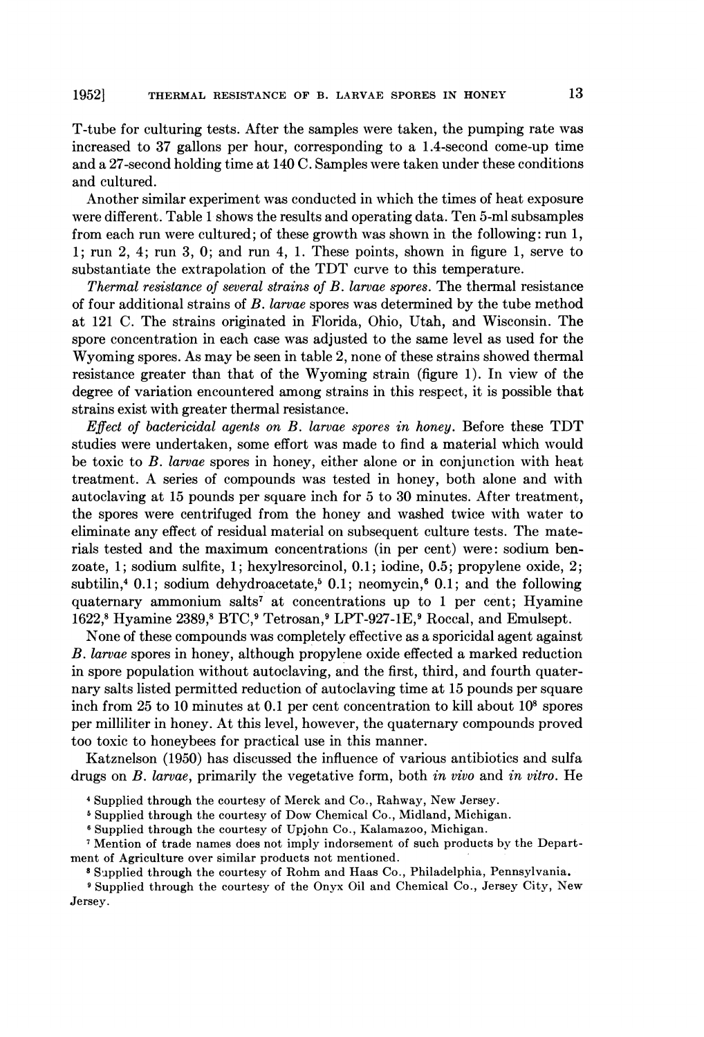T-tube for culturing tests. After the samples were taken, the pumping rate was increased to 37 gallons per hour, corresponding to a 1.4-second come-up time and a 27-second holding time at 140 C. Samples were taken under these conditions and cultured.

Another similar experiment was conducted in which the times of heat exposure were different. Table 1 shows the results and operating data. Ten 5-ml subsamples from each run were cultured; of these growth was shown in the following: run 1, 1; run 2, 4; run 3, 0; and run 4, 1. These points, shown in figure 1, serve to substantiate the extrapolation of the TDT curve to this temperature.

*Thermal resistance of several strains of B. larvae spores.* The thermal resistance of four additional strains of *B. larvae* spores was determined by the tube method at 121 C. The strains originated in Florida, Ohio, Utah, and Wisconsin. The spore concentration in each case was adjusted to the same level as used for the Wyoming spores. As may be seen in table 2, none of these strains showed thermal resistance greater than that of the Wyoming strain (figure 1). In view of the degree of variation encountered among strains in this respect, it is possible that strains exist with greater thermal resistance.

*Effect of bactericidal agents on B. larvae spores in honey.* Before these TDT studies were undertaken, some effort was made to find a material which would be toxic to *B. larvae* spores in honey, either alone or in conjunction with heat treatment. A series of compounds was tested in honey, both alone and with autoclaving at 15 pounds per square inch for 5 to 30 minutes. After treatment, the spores were centrifuged from the honey and washed twice with water to eliminate any effect of residual material on subsequent culture tests. The materials tested and the maximum concentrations (in per cent) were: sodium benzoate, 1; sodium sulfite, 1; hexylresorcinol, 0.1; iodine, 0.5; propylene oxide, 2; subtilin,[4] 0.1; sodium dehydroacetate,[5] 0.1; neomycin,[6] 0.1; and the following quaternary ammonium salts[7] at concentrations up to 1 per cent; Hyamine 1622,[8] Hyamine 2389,[8] BTC,[9] Tetrosan,[9] LPT-927-1E,[9] Roccal, and Emulsept.

None of these compounds was completely effective as a sporicidal agent against *B. larvae* spores in honey, although propylene oxide effected a marked reduction in spore population without autoclaving, and the first, third, and fourth quaternary salts listed permitted reduction of autoclaving time at 15 pounds per square inch from 25 to 10 minutes at 0.1 per cent concentration to kill about $10^8$ spores per milliliter in honey. At this level, however, the quaternary compounds proved too toxic to honeybees for practical use in this manner.

Katznelson (1950) has discussed the influence of various antibiotics and sulfa drugs on *B. larvae*, primarily the vegetative form, both *in vivo* and *in vitro*. He

[4] Supplied through the courtesy of Merck and Co., Rahway, New Jersey.

[5] Supplied through the courtesy of Dow Chemical Co., Midland, Michigan.

[6] Supplied through the courtesy of Upjohn Co., Kalamazoo, Michigan.

[7] Mention of trade names does not imply indorsement of such products by the Department of Agriculture over similar products not mentioned.

[8] Supplied through the courtesy of Rohm and Haas Co., Philadelphia, Pennsylvania.

[9] Supplied through the courtesy of the Onyx Oil and Chemical Co., Jersey City, New Jersey.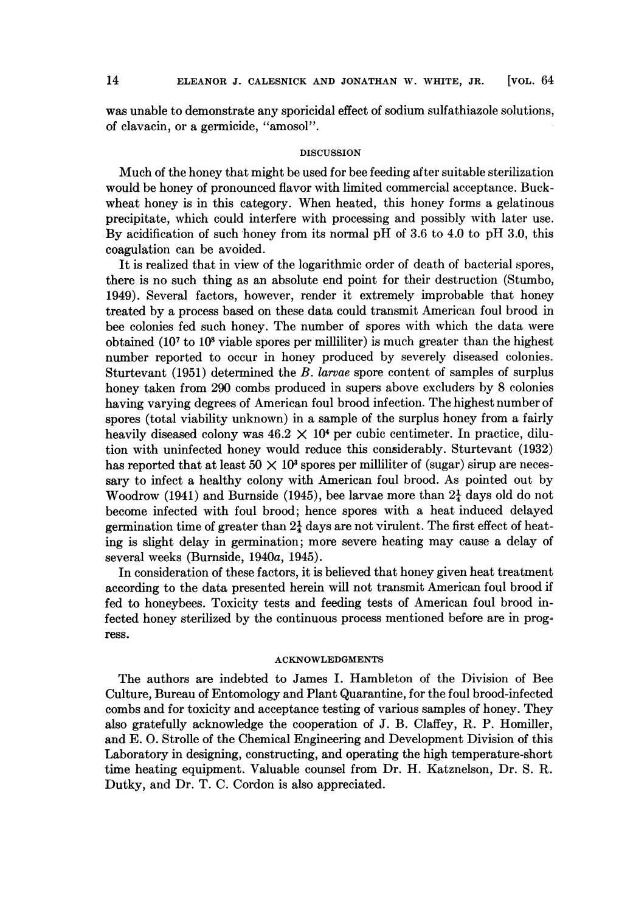was unable to demonstrate any sporicidal effect of sodium sulfathiazole solutions, of clavacin, or a germicide, "amosol".

## DISCUSSION

Much of the honey that might be used for bee feeding after suitable sterilization would be honey of pronounced flavor with limited commercial acceptance. Buckwheat honey is in this category. When heated, this honey forms a gelatinous precipitate, which could interfere with processing and possibly with later use. By acidification of such honey from its normal pH of 3.6 to 4.0 to pH 3.0, this coagulation can be avoided.

It is realized that in view of the logarithmic order of death of bacterial spores, there is no such thing as an absolute end point for their destruction (Stumbo, 1949). Several factors, however, render it extremely improbable that honey treated by a process based on these data could transmit American foul brood in bee colonies fed such honey. The number of spores with which the data were obtained ($10^7$ to $10^8$ viable spores per milliliter) is much greater than the highest number reported to occur in honey produced by severely diseased colonies. Sturtevant (1951) determined the *B. larvae* spore content of samples of surplus honey taken from 290 combs produced in supers above excluders by 8 colonies having varying degrees of American foul brood infection. The highest number of spores (total viability unknown) in a sample of the surplus honey from a fairly heavily diseased colony was $46.2 \times 10^4$ per cubic centimeter. In practice, dilution with uninfected honey would reduce this considerably. Sturtevant (1932) has reported that at least $50 \times 10^3$ spores per milliliter of (sugar) sirup are necessary to infect a healthy colony with American foul brood. As pointed out by Woodrow (1941) and Burnside (1945), bee larvae more than $2\frac{1}{4}$ days old do not become infected with foul brood; hence spores with a heat induced delayed germination time of greater than $2\frac{1}{4}$ days are not virulent. The first effect of heating is slight delay in germination; more severe heating may cause a delay of several weeks (Burnside, 1940*a*, 1945).

In consideration of these factors, it is believed that honey given heat treatment according to the data presented herein will not transmit American foul brood if fed to honeybees. Toxicity tests and feeding tests of American foul brood infected honey sterilized by the continuous process mentioned before are in progress.

## ACKNOWLEDGMENTS

The authors are indebted to James I. Hambleton of the Division of Bee Culture, Bureau of Entomology and Plant Quarantine, for the foul brood-infected combs and for toxicity and acceptance testing of various samples of honey. They also gratefully acknowledge the cooperation of J. B. Claffey, R. P. Homiller, and E. O. Strolle of the Chemical Engineering and Development Division of this Laboratory in designing, constructing, and operating the high temperature-short time heating equipment. Valuable counsel from Dr. H. Katznelson, Dr. S. R. Dutky, and Dr. T. C. Cordon is also appreciated.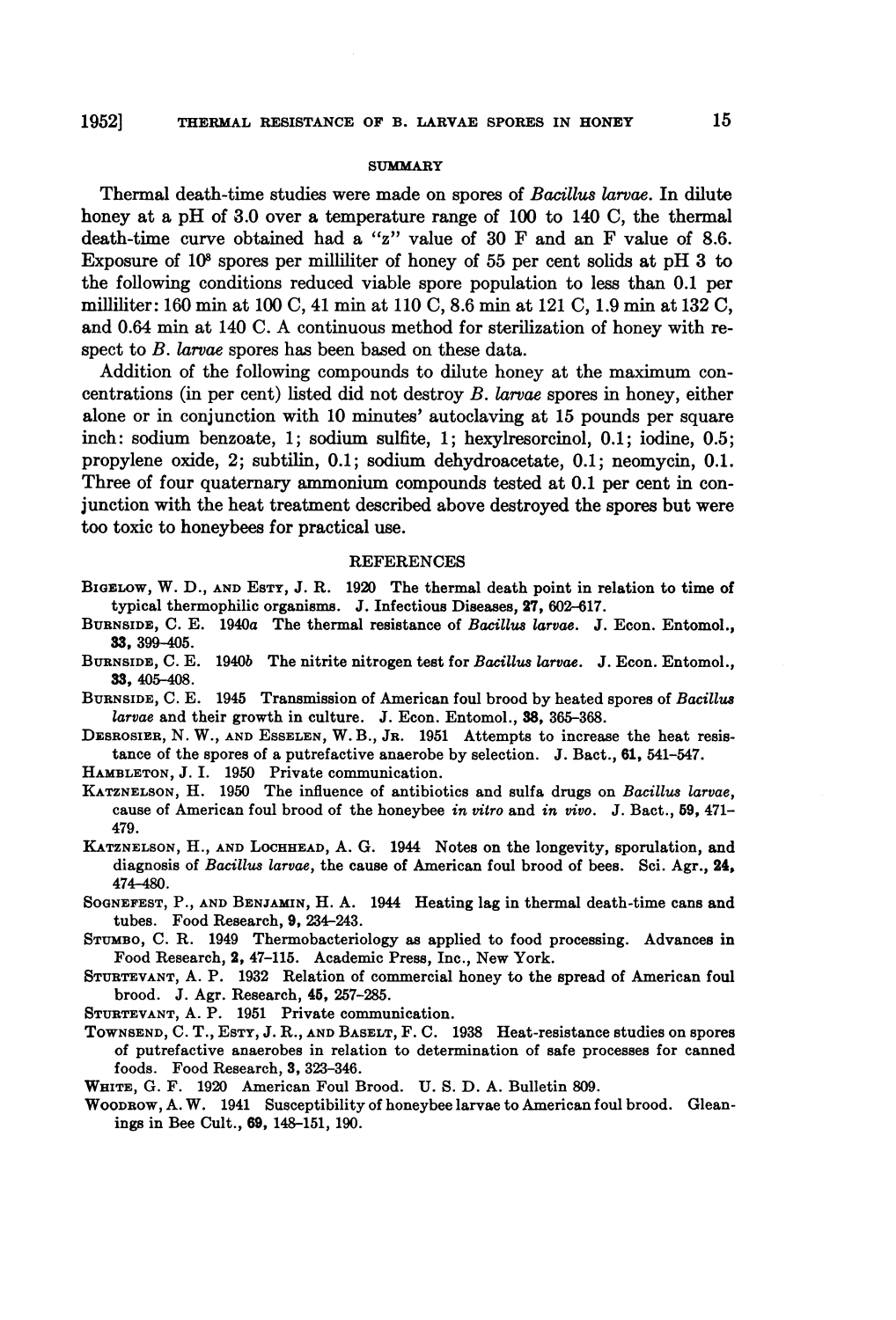## SUMMARY

Thermal death-time studies were made on spores of *Bacillus larvae*. In dilute honey at a pH of 3.0 over a temperature range of 100 to 140 C, the thermal death-time curve obtained had a "z" value of 30 F and an F value of 8.6. Exposure of $10^8$ spores per milliliter of honey of 55 per cent solids at pH 3 to the following conditions reduced viable spore population to less than 0.1 per milliliter: 160 min at 100 C, 41 min at 110 C, 8.6 min at 121 C, 1.9 min at 132 C, and 0.64 min at 140 C. A continuous method for sterilization of honey with respect to *B. larvae* spores has been based on these data.

Addition of the following compounds to dilute honey at the maximum concentrations (in per cent) listed did not destroy *B. larvae* spores in honey, either alone or in conjunction with 10 minutes' autoclaving at 15 pounds per square inch: sodium benzoate, 1; sodium sulfite, 1; hexylresorcinol, 0.1; iodine, 0.5; propylene oxide, 2; subtilin, 0.1; sodium dehydroacetate, 0.1; neomycin, 0.1. Three of four quaternary ammonium compounds tested at 0.1 per cent in conjunction with the heat treatment described above destroyed the spores but were too toxic to honeybees for practical use.

## REFERENCES

Bigelow, W. D., and Esty, J. R. 1920 The thermal death point in relation to time of typical thermophilic organisms. J. Infectious Diseases, **27**, 602–617.

Burnside, C. E. 1940a The thermal resistance of *Bacillus larvae*. J. Econ. Entomol., **33**, 399–405.

Burnside, C. E. 1940b The nitrite nitrogen test for *Bacillus larvae*. J. Econ. Entomol., **33**, 405–408.

Burnside, C. E. 1945 Transmission of American foul brood by heated spores of *Bacillus larvae* and their growth in culture. J. Econ. Entomol., **38**, 365–368.

Desrosier, N. W., and Esselen, W. B., Jr. 1951 Attempts to increase the heat resistance of the spores of a putrefactive anaerobe by selection. J. Bact., **61**, 541–547.

Hambleton, J. I. 1950 Private communication.

Katznelson, H. 1950 The influence of antibiotics and sulfa drugs on *Bacillus larvae*, cause of American foul brood of the honeybee *in vitro* and *in vivo*. J. Bact., **59**, 471–479.

Katznelson, H., and Lochhead, A. G. 1944 Notes on the longevity, sporulation, and diagnosis of *Bacillus larvae*, the cause of American foul brood of bees. Sci. Agr., **24**, 474–480.

Sognefest, P., and Benjamin, H. A. 1944 Heating lag in thermal death-time cans and tubes. Food Research, **9**, 234–243.

Stumbo, C. R. 1949 Thermobacteriology as applied to food processing. Advances in Food Research, **2**, 47–115. Academic Press, Inc., New York.

Sturtevant, A. P. 1932 Relation of commercial honey to the spread of American foul brood. J. Agr. Research, **45**, 257–285.

Sturtevant, A. P. 1951 Private communication.

Townsend, C. T., Esty, J. R., and Baselt, F. C. 1938 Heat-resistance studies on spores of putrefactive anaerobes in relation to determination of safe processes for canned foods. Food Research, **3**, 323–346.

White, G. F. 1920 American Foul Brood. U. S. D. A. Bulletin 809.

Woodrow, A. W. 1941 Susceptibility of honeybee larvae to American foul brood. Gleanings in Bee Cult., **69**, 148–151, 190.